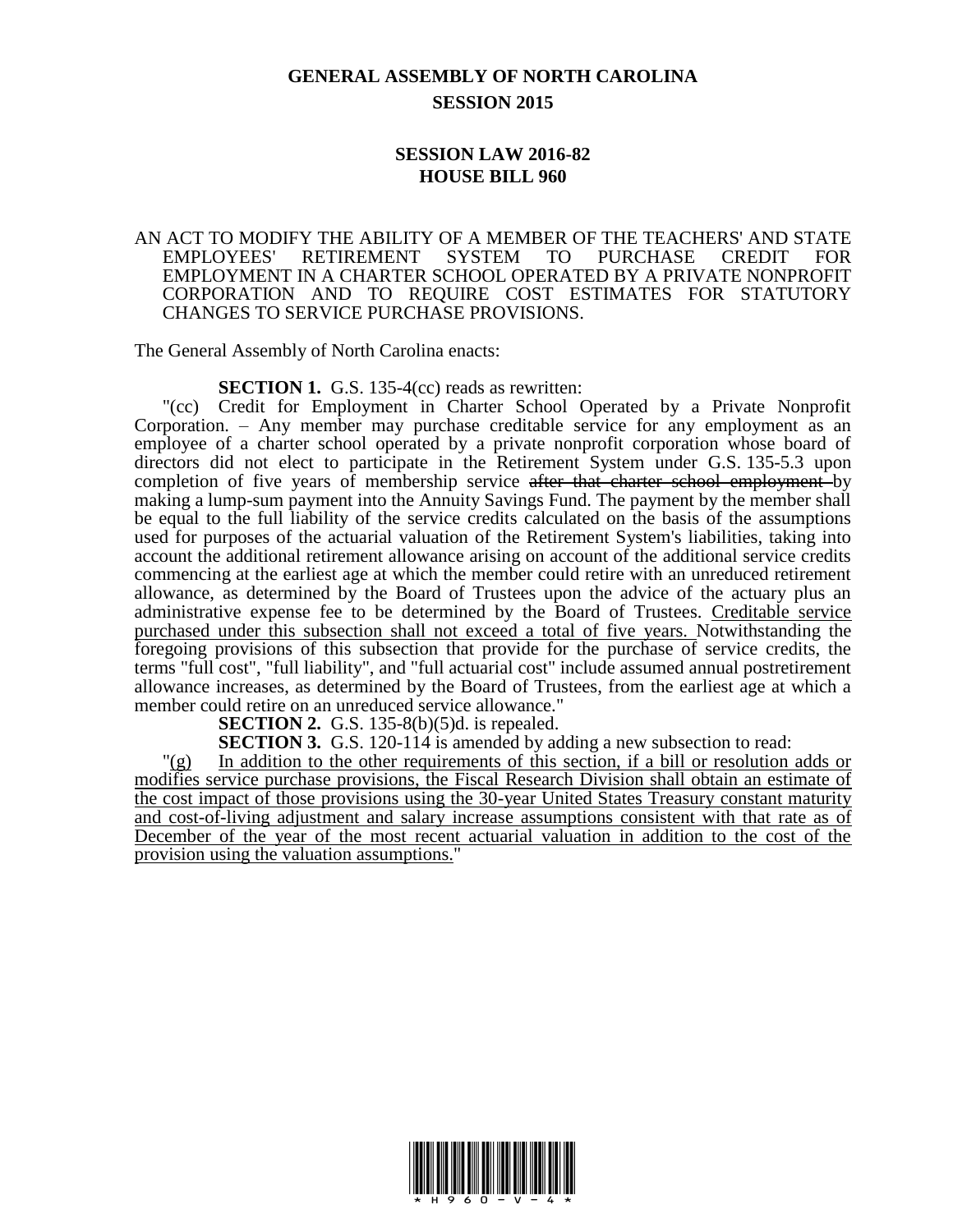# GENERAL ASSEMBLY OF NORTH CAROLINA
## SESSION 2015

## SESSION LAW 2016-82
## HOUSE BILL 960

AN ACT TO MODIFY THE ABILITY OF A MEMBER OF THE TEACHERS' AND STATE EMPLOYEES' RETIREMENT SYSTEM TO PURCHASE CREDIT FOR EMPLOYMENT IN A CHARTER SCHOOL OPERATED BY A PRIVATE NONPROFIT CORPORATION AND TO REQUIRE COST ESTIMATES FOR STATUTORY CHANGES TO SERVICE PURCHASE PROVISIONS.

The General Assembly of North Carolina enacts:

**SECTION 1.** G.S. 135-4(cc) reads as rewritten:

"(cc) Credit for Employment in Charter School Operated by a Private Nonprofit Corporation. – Any member may purchase creditable service for any employment as an employee of a charter school operated by a private nonprofit corporation whose board of directors did not elect to participate in the Retirement System under G.S. 135-5.3 upon completion of five years of membership service ~~after that charter school employment~~ by making a lump-sum payment into the Annuity Savings Fund. The payment by the member shall be equal to the full liability of the service credits calculated on the basis of the assumptions used for purposes of the actuarial valuation of the Retirement System's liabilities, taking into account the additional retirement allowance arising on account of the additional service credits commencing at the earliest age at which the member could retire with an unreduced retirement allowance, as determined by the Board of Trustees upon the advice of the actuary plus an administrative expense fee to be determined by the Board of Trustees. <u>Creditable service purchased under this subsection shall not exceed a total of five years.</u> Notwithstanding the foregoing provisions of this subsection that provide for the purchase of service credits, the terms "full cost", "full liability", and "full actuarial cost" include assumed annual postretirement allowance increases, as determined by the Board of Trustees, from the earliest age at which a member could retire on an unreduced service allowance."

**SECTION 2.** G.S. 135-8(b)(5)d. is repealed.

**SECTION 3.** G.S. 120-114 is amended by adding a new subsection to read:

"<u>(g) In addition to the other requirements of this section, if a bill or resolution adds or modifies service purchase provisions, the Fiscal Research Division shall obtain an estimate of the cost impact of those provisions using the 30-year United States Treasury constant maturity and cost-of-living adjustment and salary increase assumptions consistent with that rate as of December of the year of the most recent actuarial valuation in addition to the cost of the provision using the valuation assumptions.</u>"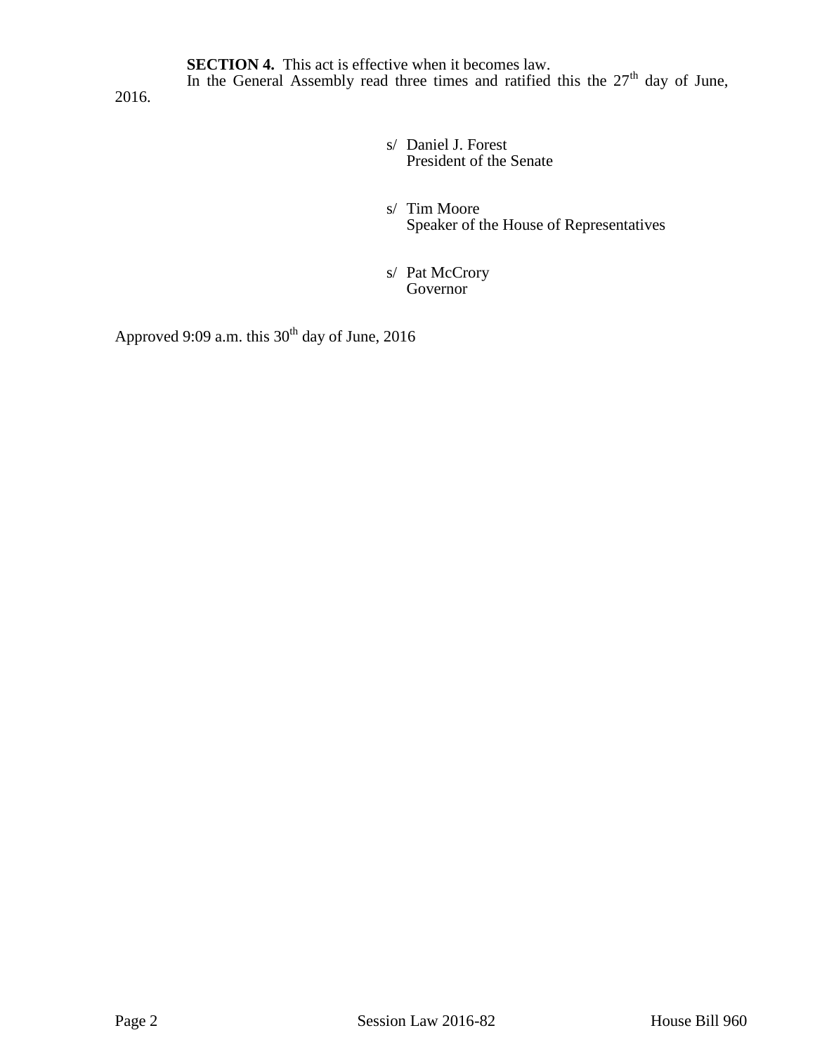**SECTION 4.** This act is effective when it becomes law.

In the General Assembly read three times and ratified this the 27th day of June, 2016.

s/ Daniel J. Forest
President of the Senate

s/ Tim Moore
Speaker of the House of Representatives

s/ Pat McCrory
Governor

Approved 9:09 a.m. this 30th day of June, 2016